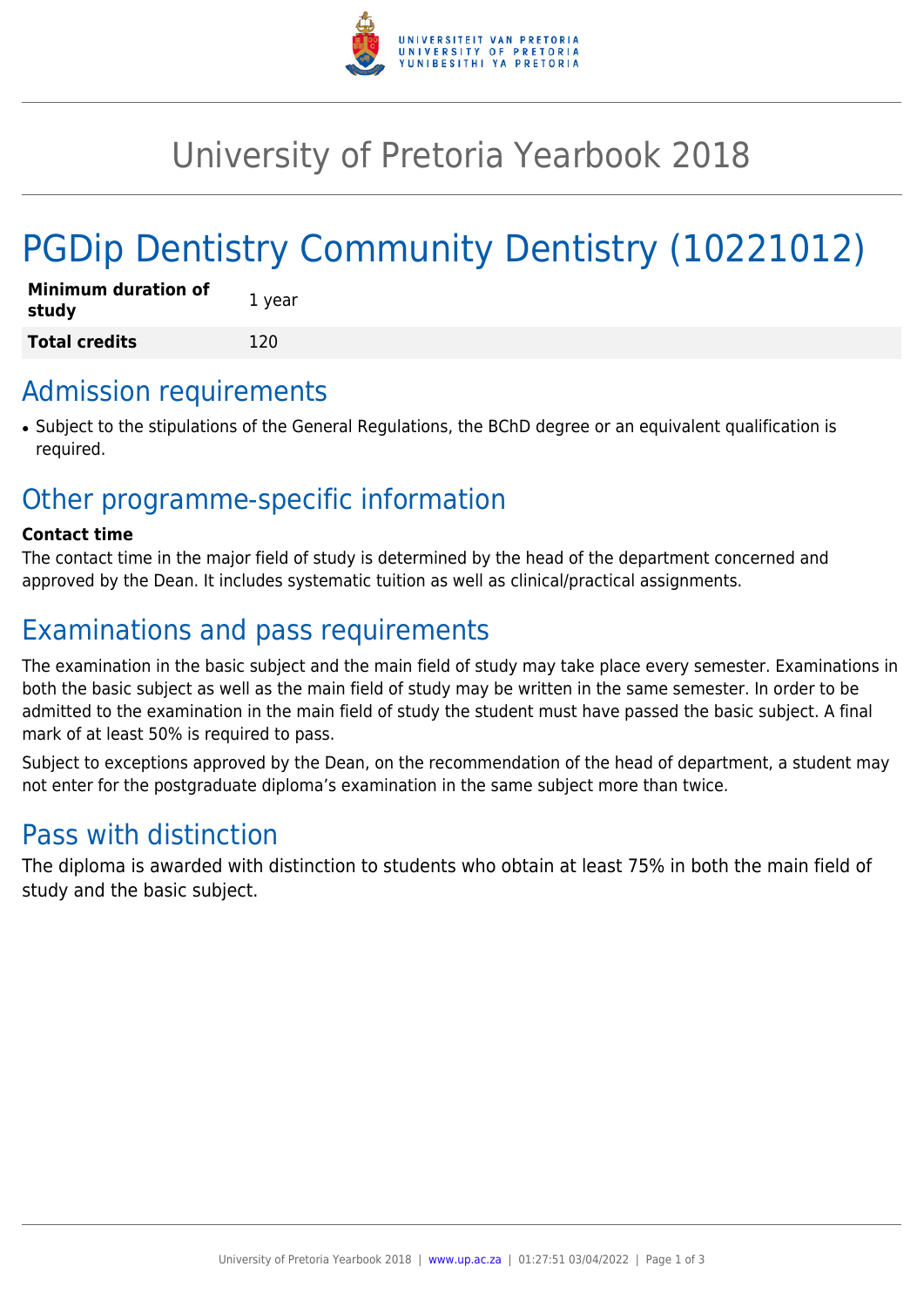# University of Pretoria Yearbook 2018

# PGDip Dentistry Community Dentistry (10221012)

| **Minimum duration of study** | 1 year |
|---|---|
| **Total credits** | 120 |

## Admission requirements

- Subject to the stipulations of the General Regulations, the BChD degree or an equivalent qualification is required.

## Other programme-specific information

**Contact time**

The contact time in the major field of study is determined by the head of the department concerned and approved by the Dean. It includes systematic tuition as well as clinical/practical assignments.

## Examinations and pass requirements

The examination in the basic subject and the main field of study may take place every semester. Examinations in both the basic subject as well as the main field of study may be written in the same semester. In order to be admitted to the examination in the main field of study the student must have passed the basic subject. A final mark of at least 50% is required to pass.

Subject to exceptions approved by the Dean, on the recommendation of the head of department, a student may not enter for the postgraduate diploma's examination in the same subject more than twice.

## Pass with distinction

The diploma is awarded with distinction to students who obtain at least 75% in both the main field of study and the basic subject.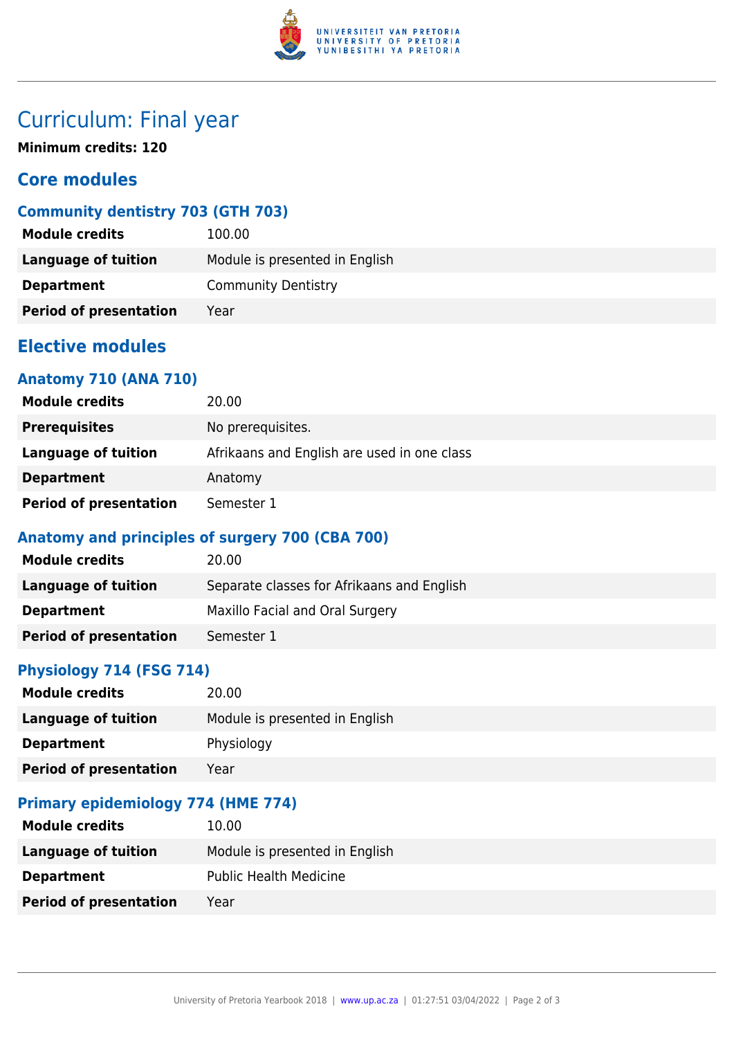# Curriculum: Final year

**Minimum credits: 120**

## Core modules

### Community dentistry 703 (GTH 703)

| | |
|---|---|
| **Module credits** | 100.00 |
| **Language of tuition** | Module is presented in English |
| **Department** | Community Dentistry |
| **Period of presentation** | Year |

## Elective modules

### Anatomy 710 (ANA 710)

| | |
|---|---|
| **Module credits** | 20.00 |
| **Prerequisites** | No prerequisites. |
| **Language of tuition** | Afrikaans and English are used in one class |
| **Department** | Anatomy |
| **Period of presentation** | Semester 1 |

### Anatomy and principles of surgery 700 (CBA 700)

| | |
|---|---|
| **Module credits** | 20.00 |
| **Language of tuition** | Separate classes for Afrikaans and English |
| **Department** | Maxillo Facial and Oral Surgery |
| **Period of presentation** | Semester 1 |

### Physiology 714 (FSG 714)

| | |
|---|---|
| **Module credits** | 20.00 |
| **Language of tuition** | Module is presented in English |
| **Department** | Physiology |
| **Period of presentation** | Year |

### Primary epidemiology 774 (HME 774)

| | |
|---|---|
| **Module credits** | 10.00 |
| **Language of tuition** | Module is presented in English |
| **Department** | Public Health Medicine |
| **Period of presentation** | Year |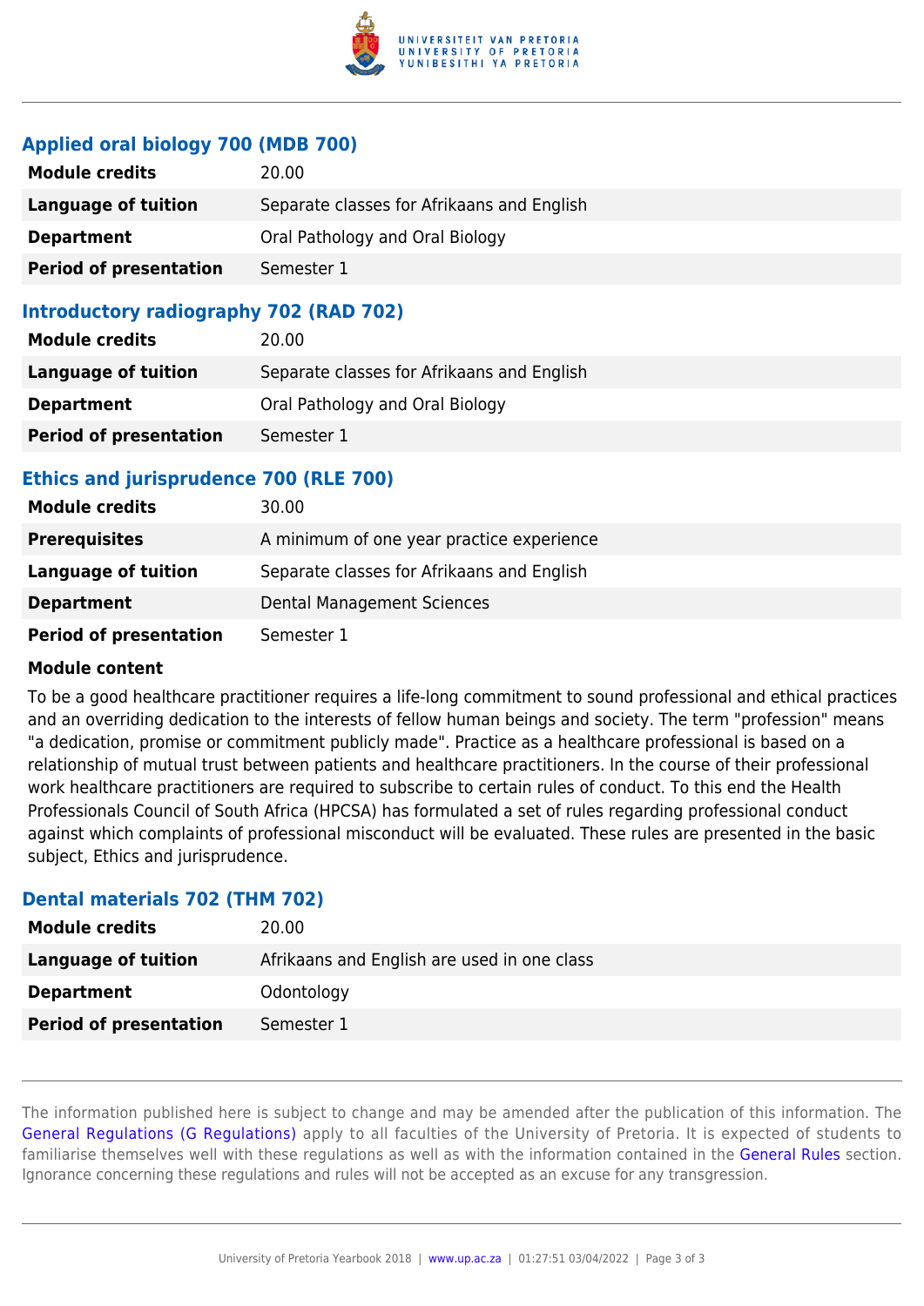### Applied oral biology 700 (MDB 700)

| | |
|---|---|
| **Module credits** | 20.00 |
| **Language of tuition** | Separate classes for Afrikaans and English |
| **Department** | Oral Pathology and Oral Biology |
| **Period of presentation** | Semester 1 |

### Introductory radiography 702 (RAD 702)

| | |
|---|---|
| **Module credits** | 20.00 |
| **Language of tuition** | Separate classes for Afrikaans and English |
| **Department** | Oral Pathology and Oral Biology |
| **Period of presentation** | Semester 1 |

### Ethics and jurisprudence 700 (RLE 700)

| | |
|---|---|
| **Module credits** | 30.00 |
| **Prerequisites** | A minimum of one year practice experience |
| **Language of tuition** | Separate classes for Afrikaans and English |
| **Department** | Dental Management Sciences |
| **Period of presentation** | Semester 1 |

**Module content**

To be a good healthcare practitioner requires a life-long commitment to sound professional and ethical practices and an overriding dedication to the interests of fellow human beings and society. The term "profession" means "a dedication, promise or commitment publicly made". Practice as a healthcare professional is based on a relationship of mutual trust between patients and healthcare practitioners. In the course of their professional work healthcare practitioners are required to subscribe to certain rules of conduct. To this end the Health Professionals Council of South Africa (HPCSA) has formulated a set of rules regarding professional conduct against which complaints of professional misconduct will be evaluated. These rules are presented in the basic subject, Ethics and jurisprudence.

### Dental materials 702 (THM 702)

| | |
|---|---|
| **Module credits** | 20.00 |
| **Language of tuition** | Afrikaans and English are used in one class |
| **Department** | Odontology |
| **Period of presentation** | Semester 1 |

The information published here is subject to change and may be amended after the publication of this information. The General Regulations (G Regulations) apply to all faculties of the University of Pretoria. It is expected of students to familiarise themselves well with these regulations as well as with the information contained in the General Rules section. Ignorance concerning these regulations and rules will not be accepted as an excuse for any transgression.